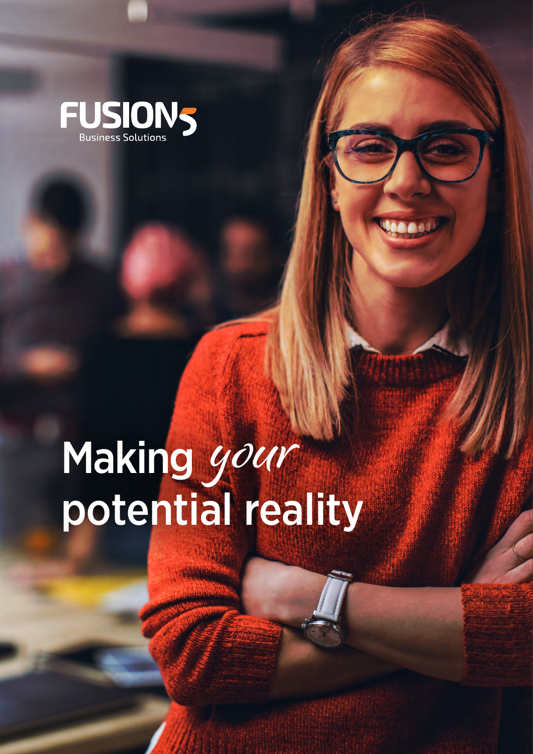FUSION5

Business Solutions

# Making *your* potential reality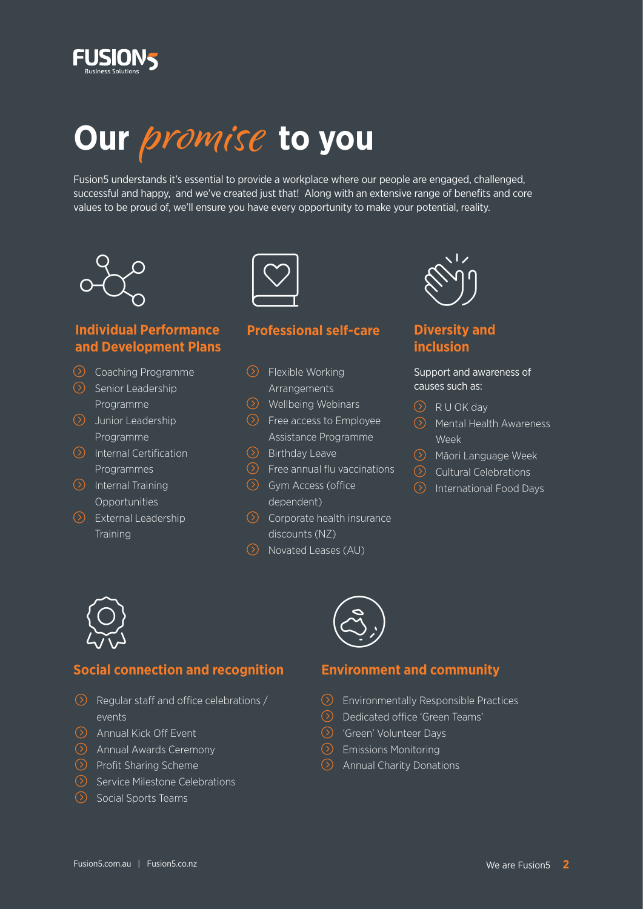# Our *promise* to you

Fusion5 understands it's essential to provide a workplace where our people are engaged, challenged, successful and happy, and we've created just that! Along with an extensive range of benefits and core values to be proud of, we'll ensure you have every opportunity to make your potential, reality.

## Individual Performance and Development Plans

- Coaching Programme
- Senior Leadership Programme
- Junior Leadership Programme
- Internal Certification Programmes
- Internal Training Opportunities
- External Leadership Training

## Professional self-care

- Flexible Working Arrangements
- Wellbeing Webinars
- Free access to Employee Assistance Programme
- Birthday Leave
- Free annual flu vaccinations
- Gym Access (office dependent)
- Corporate health insurance discounts (NZ)
- Novated Leases (AU)

## Diversity and inclusion

Support and awareness of causes such as:

- R U OK day
- Mental Health Awareness Week
- Māori Language Week
- Cultural Celebrations
- International Food Days

## Social connection and recognition

- Regular staff and office celebrations / events
- Annual Kick Off Event
- Annual Awards Ceremony
- Profit Sharing Scheme
- Service Milestone Celebrations
- Social Sports Teams

## Environment and community

- Environmentally Responsible Practices
- Dedicated office 'Green Teams'
- 'Green' Volunteer Days
- Emissions Monitoring
- Annual Charity Donations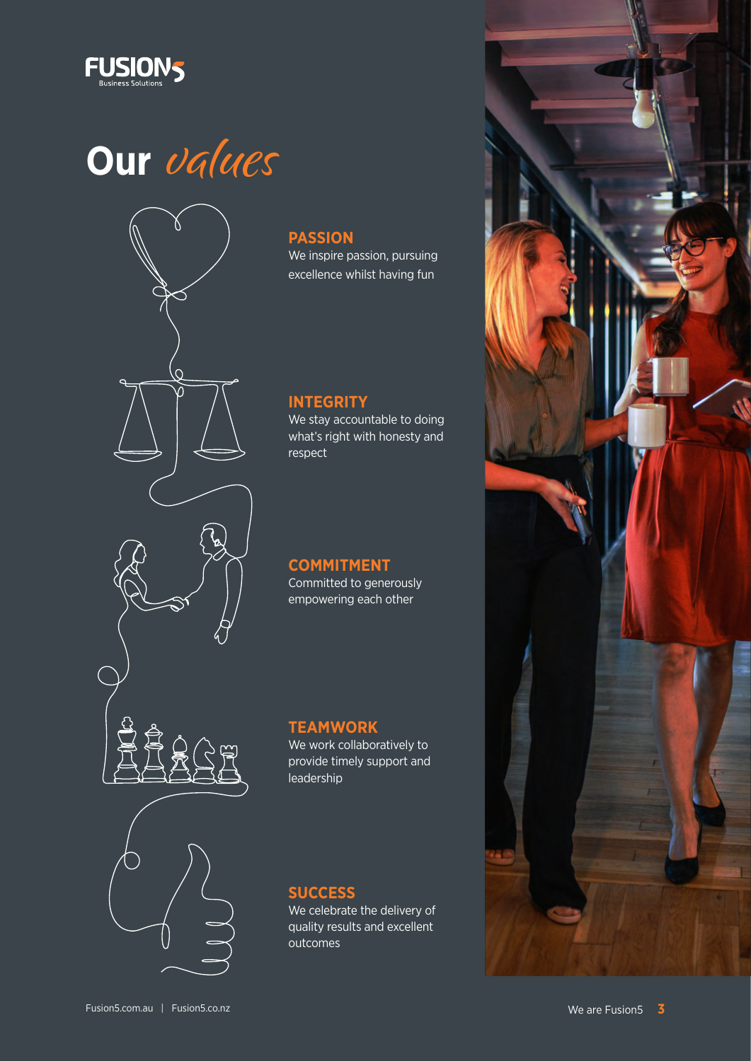# Our *values*

## PASSION

We inspire passion, pursuing excellence whilst having fun

## INTEGRITY

We stay accountable to doing what's right with honesty and respect

## COMMITMENT

Committed to generously empowering each other

## TEAMWORK

We work collaboratively to provide timely support and leadership

## SUCCESS

We celebrate the delivery of quality results and excellent outcomes